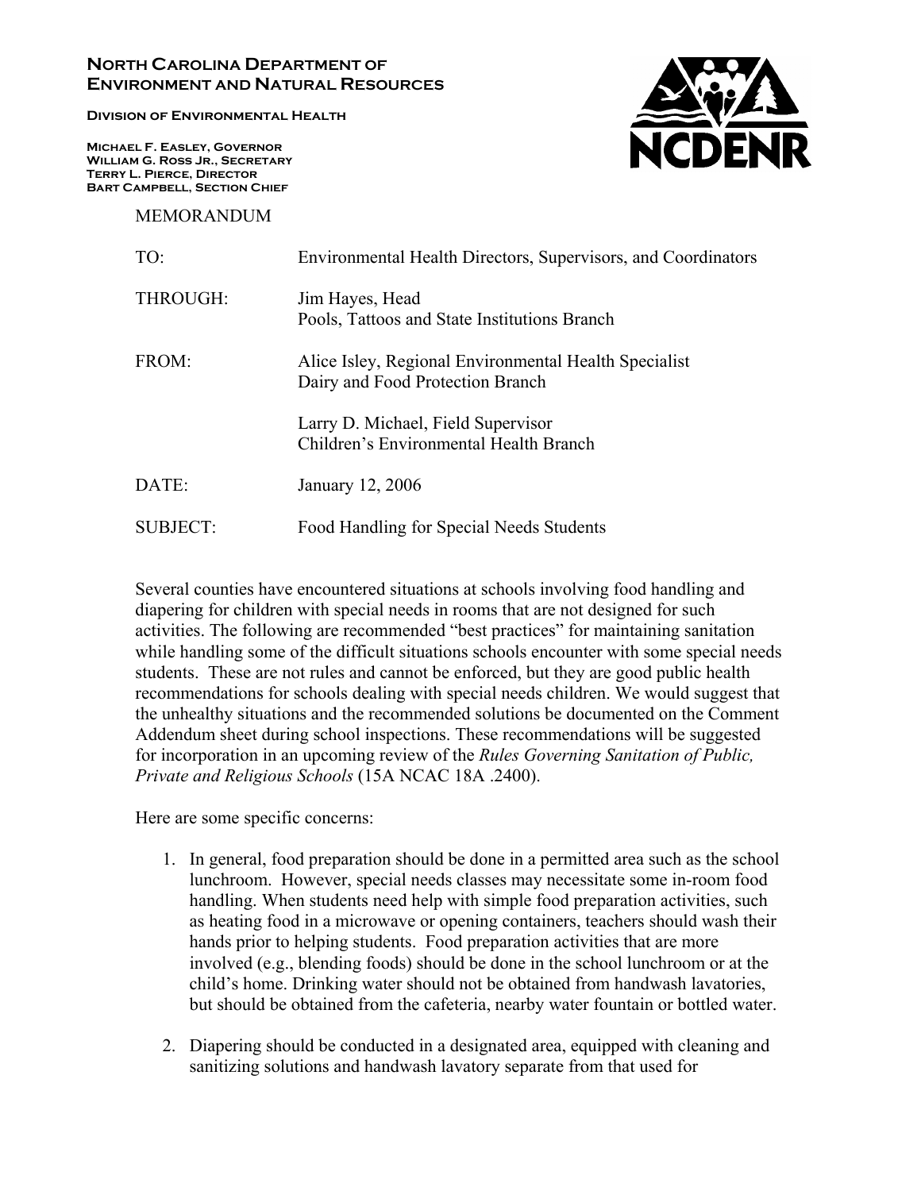**NORTH CAROLINA DEPARTMENT OF ENVIRONMENT AND NATURAL RESOURCES**

**DIVISION OF ENVIRONMENTAL HEALTH**

**MICHAEL F. EASLEY, GOVERNOR**
**WILLIAM G. ROSS JR., SECRETARY**
**TERRY L. PIERCE, DIRECTOR**
**BART CAMPBELL, SECTION CHIEF**

NCDENR

MEMORANDUM

TO: Environmental Health Directors, Supervisors, and Coordinators

THROUGH: Jim Hayes, Head
Pools, Tattoos and State Institutions Branch

FROM: Alice Isley, Regional Environmental Health Specialist
Dairy and Food Protection Branch

Larry D. Michael, Field Supervisor
Children's Environmental Health Branch

DATE: January 12, 2006

SUBJECT: Food Handling for Special Needs Students

Several counties have encountered situations at schools involving food handling and diapering for children with special needs in rooms that are not designed for such activities. The following are recommended "best practices" for maintaining sanitation while handling some of the difficult situations schools encounter with some special needs students. These are not rules and cannot be enforced, but they are good public health recommendations for schools dealing with special needs children. We would suggest that the unhealthy situations and the recommended solutions be documented on the Comment Addendum sheet during school inspections. These recommendations will be suggested for incorporation in an upcoming review of the *Rules Governing Sanitation of Public, Private and Religious Schools* (15A NCAC 18A .2400).

Here are some specific concerns:

1. In general, food preparation should be done in a permitted area such as the school lunchroom. However, special needs classes may necessitate some in-room food handling. When students need help with simple food preparation activities, such as heating food in a microwave or opening containers, teachers should wash their hands prior to helping students. Food preparation activities that are more involved (e.g., blending foods) should be done in the school lunchroom or at the child's home. Drinking water should not be obtained from handwash lavatories, but should be obtained from the cafeteria, nearby water fountain or bottled water.

2. Diapering should be conducted in a designated area, equipped with cleaning and sanitizing solutions and handwash lavatory separate from that used for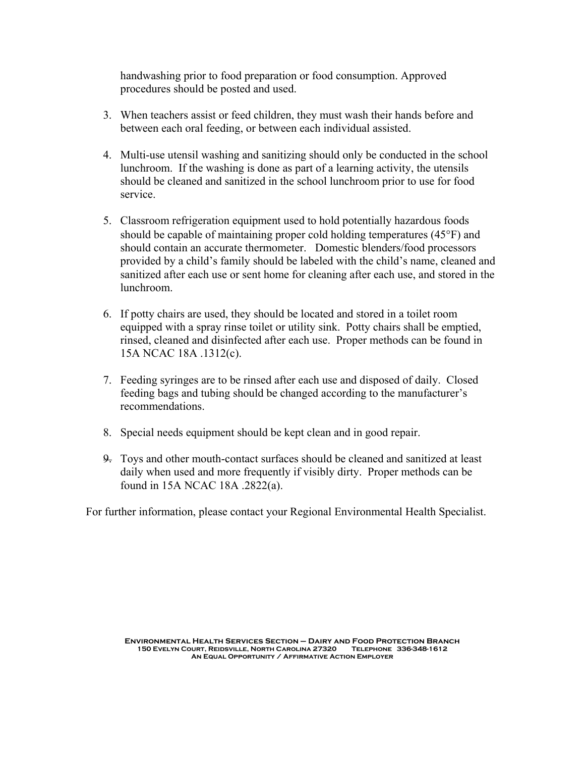handwashing prior to food preparation or food consumption. Approved procedures should be posted and used.

3. When teachers assist or feed children, they must wash their hands before and between each oral feeding, or between each individual assisted.

4. Multi-use utensil washing and sanitizing should only be conducted in the school lunchroom. If the washing is done as part of a learning activity, the utensils should be cleaned and sanitized in the school lunchroom prior to use for food service.

5. Classroom refrigeration equipment used to hold potentially hazardous foods should be capable of maintaining proper cold holding temperatures (45°F) and should contain an accurate thermometer. Domestic blenders/food processors provided by a child's family should be labeled with the child's name, cleaned and sanitized after each use or sent home for cleaning after each use, and stored in the lunchroom.

6. If potty chairs are used, they should be located and stored in a toilet room equipped with a spray rinse toilet or utility sink. Potty chairs shall be emptied, rinsed, cleaned and disinfected after each use. Proper methods can be found in 15A NCAC 18A .1312(c).

7. Feeding syringes are to be rinsed after each use and disposed of daily. Closed feeding bags and tubing should be changed according to the manufacturer's recommendations.

8. Special needs equipment should be kept clean and in good repair.

9. Toys and other mouth-contact surfaces should be cleaned and sanitized at least daily when used and more frequently if visibly dirty. Proper methods can be found in 15A NCAC 18A .2822(a).

For further information, please contact your Regional Environmental Health Specialist.

Environmental Health Services Section – Dairy and Food Protection Branch
150 Evelyn Court, Reidsville, North Carolina 27320 Telephone 336-348-1612
An Equal Opportunity / Affirmative Action Employer